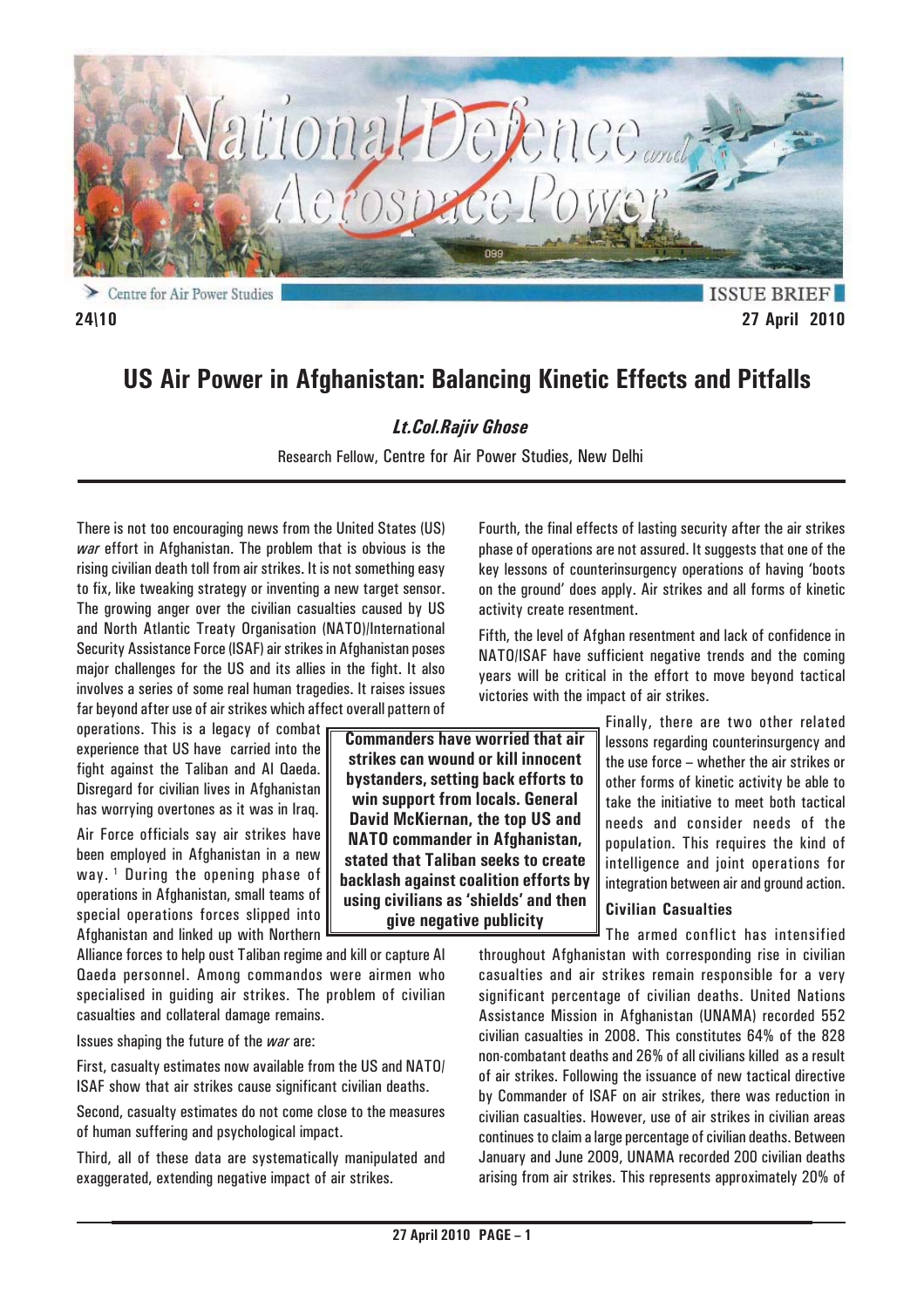National Defence and Aerospace Power

Centre for Air Power Studies

ISSUE BRIEF

24\10

27 April 2010

# US Air Power in Afghanistan: Balancing Kinetic Effects and Pitfalls

***Lt.Col.Rajiv Ghose***

Research Fellow, Centre for Air Power Studies, New Delhi

There is not too encouraging news from the United States (US) *war* effort in Afghanistan. The problem that is obvious is the rising civilian death toll from air strikes. It is not something easy to fix, like tweaking strategy or inventing a new target sensor. The growing anger over the civilian casualties caused by US and North Atlantic Treaty Organisation (NATO)/International Security Assistance Force (ISAF) air strikes in Afghanistan poses major challenges for the US and its allies in the fight. It also involves a series of some real human tragedies. It raises issues far beyond after use of air strikes which affect overall pattern of operations. This is a legacy of combat experience that US have carried into the fight against the Taliban and Al Qaeda. Disregard for civilian lives in Afghanistan has worrying overtones as it was in Iraq.

Air Force officials say air strikes have been employed in Afghanistan in a new way. [1] During the opening phase of operations in Afghanistan, small teams of special operations forces slipped into Afghanistan and linked up with Northern Alliance forces to help oust Taliban regime and kill or capture Al Qaeda personnel. Among commandos were airmen who specialised in guiding air strikes. The problem of civilian casualties and collateral damage remains.

**Commanders have worried that air strikes can wound or kill innocent bystanders, setting back efforts to win support from locals. General David McKiernan, the top US and NATO commander in Afghanistan, stated that Taliban seeks to create backlash against coalition efforts by using civilians as 'shields' and then give negative publicity**

Issues shaping the future of the *war* are:

First, casualty estimates now available from the US and NATO/ISAF show that air strikes cause significant civilian deaths.

Second, casualty estimates do not come close to the measures of human suffering and psychological impact.

Third, all of these data are systematically manipulated and exaggerated, extending negative impact of air strikes.

Fourth, the final effects of lasting security after the air strikes phase of operations are not assured. It suggests that one of the key lessons of counterinsurgency operations of having 'boots on the ground' does apply. Air strikes and all forms of kinetic activity create resentment.

Fifth, the level of Afghan resentment and lack of confidence in NATO/ISAF have sufficient negative trends and the coming years will be critical in the effort to move beyond tactical victories with the impact of air strikes.

Finally, there are two other related lessons regarding counterinsurgency and the use force – whether the air strikes or other forms of kinetic activity be able to take the initiative to meet both tactical needs and consider needs of the population. This requires the kind of intelligence and joint operations for integration between air and ground action.

### Civilian Casualties

The armed conflict has intensified throughout Afghanistan with corresponding rise in civilian casualties and air strikes remain responsible for a very significant percentage of civilian deaths. United Nations Assistance Mission in Afghanistan (UNAMA) recorded 552 civilian casualties in 2008. This constitutes 64% of the 828 non-combatant deaths and 26% of all civilians killed as a result of air strikes. Following the issuance of new tactical directive by Commander of ISAF on air strikes, there was reduction in civilian casualties. However, use of air strikes in civilian areas continues to claim a large percentage of civilian deaths. Between January and June 2009, UNAMA recorded 200 civilian deaths arising from air strikes. This represents approximately 20% of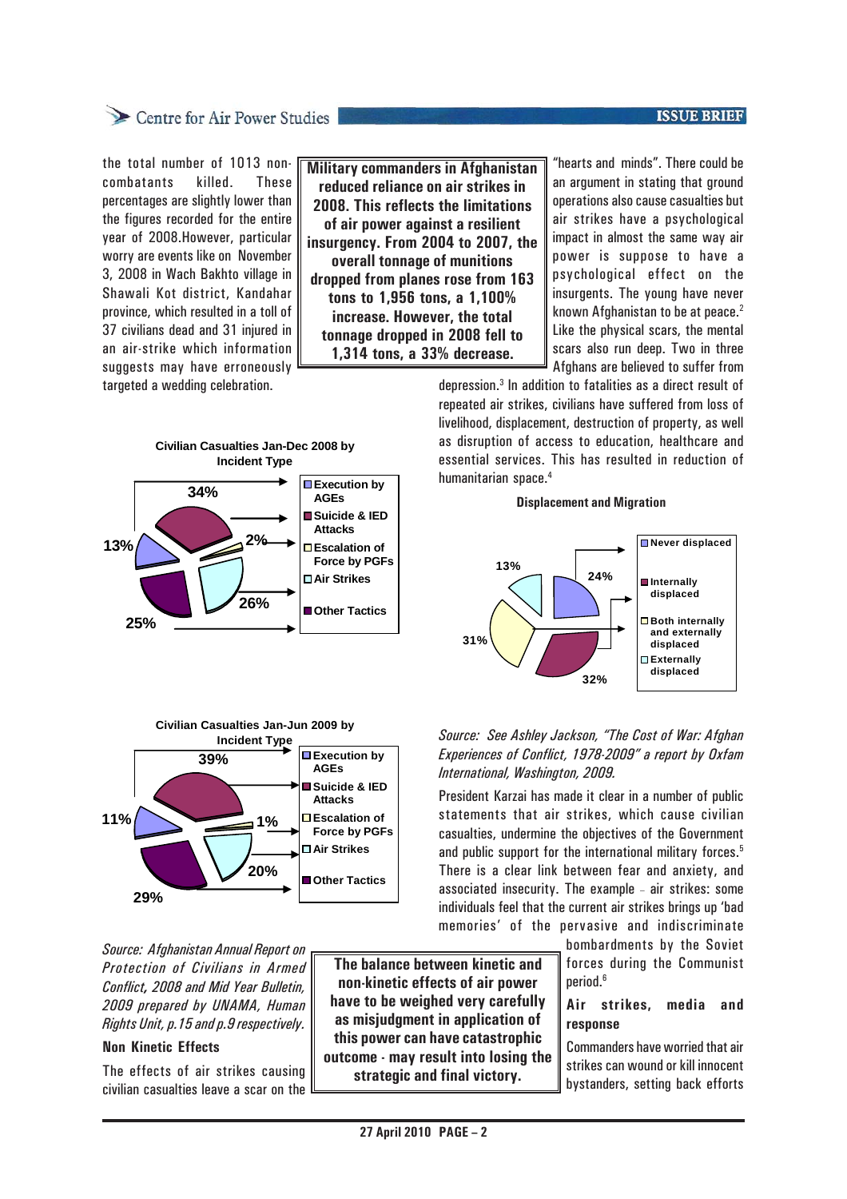the total number of 1013 non-combatants killed. These percentages are slightly lower than the figures recorded for the entire year of 2008.However, particular worry are events like on November 3, 2008 in Wach Bakhto village in Shawali Kot district, Kandahar province, which resulted in a toll of 37 civilians dead and 31 injured in an air-strike which information suggests may have erroneously targeted a wedding celebration.

> **Military commanders in Afghanistan reduced reliance on air strikes in 2008. This reflects the limitations of air power against a resilient insurgency. From 2004 to 2007, the overall tonnage of munitions dropped from planes rose from 163 tons to 1,956 tons, a 1,100% increase. However, the total tonnage dropped in 2008 fell to 1,314 tons, a 33% decrease.**

"hearts and minds". There could be an argument in stating that ground operations also cause casualties but air strikes have a psychological impact in almost the same way air power is suppose to have a psychological effect on the insurgents. The young have never known Afghanistan to be at peace.[2] Like the physical scars, the mental scars also run deep. Two in three Afghans are believed to suffer from depression.[3] In addition to fatalities as a direct result of repeated air strikes, civilians have suffered from loss of livelihood, displacement, destruction of property, as well as disruption of access to education, healthcare and essential services. This has resulted in reduction of humanitarian space.[4]

**Civilian Casualties Jan-Dec 2008 by Incident Type**

| Incident Type | Share |
|---|---|
| Execution by AGEs | 13% |
| Suicide & IED Attacks | 34% |
| Escalation of Force by PGFs | 2% |
| Air Strikes | 26% |
| Other Tactics | 25% |

**Civilian Casualties Jan-Jun 2009 by Incident Type**

| Incident Type | Share |
|---|---|
| Execution by AGEs | 11% |
| Suicide & IED Attacks | 39% |
| Escalation of Force by PGFs | 1% |
| Air Strikes | 20% |
| Other Tactics | 29% |

*Source: Afghanistan Annual Report on Protection of Civilians in Armed Conflict, 2008 and Mid Year Bulletin, 2009 prepared by UNAMA, Human Rights Unit, p.15 and p.9 respectively.*

**Displacement and Migration**

| Category | Share |
|---|---|
| Never displaced | 24% |
| Internally displaced | 32% |
| Both internally and externally displaced | 31% |
| Externally displaced | 13% |

*Source: See Ashley Jackson, "The Cost of War: Afghan Experiences of Conflict, 1978-2009" a report by Oxfam International, Washington, 2009.*

President Karzai has made it clear in a number of public statements that air strikes, which cause civilian casualties, undermine the objectives of the Government and public support for the international military forces.[5] There is a clear link between fear and anxiety, and associated insecurity. The example – air strikes: some individuals feel that the current air strikes brings up 'bad memories' of the pervasive and indiscriminate bombardments by the Soviet forces during the Communist period.[6]

### Non Kinetic Effects

The effects of air strikes causing civilian casualties leave a scar on the

> **The balance between kinetic and non-kinetic effects of air power have to be weighed very carefully as misjudgment in application of this power can have catastrophic outcome - may result into losing the strategic and final victory.**

### Air strikes, media and response

Commanders have worried that air strikes can wound or kill innocent bystanders, setting back efforts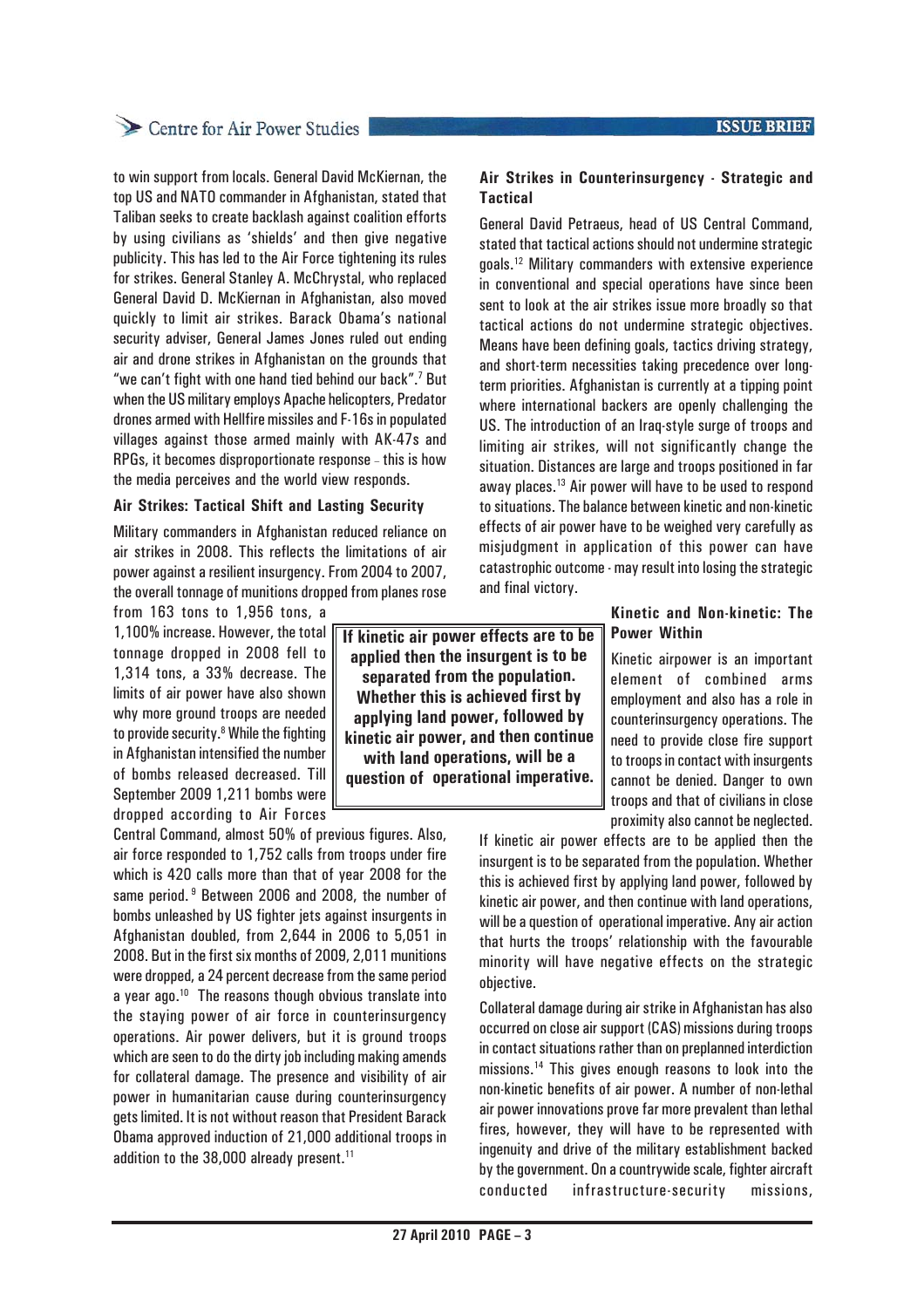to win support from locals. General David McKiernan, the top US and NATO commander in Afghanistan, stated that Taliban seeks to create backlash against coalition efforts by using civilians as 'shields' and then give negative publicity. This has led to the Air Force tightening its rules for strikes. General Stanley A. McChrystal, who replaced General David D. McKiernan in Afghanistan, also moved quickly to limit air strikes. Barack Obama's national security adviser, General James Jones ruled out ending air and drone strikes in Afghanistan on the grounds that "we can't fight with one hand tied behind our back".[7] But when the US military employs Apache helicopters, Predator drones armed with Hellfire missiles and F-16s in populated villages against those armed mainly with AK-47s and RPGs, it becomes disproportionate response – this is how the media perceives and the world view responds.

**Air Strikes: Tactical Shift and Lasting Security**

Military commanders in Afghanistan reduced reliance on air strikes in 2008. This reflects the limitations of air power against a resilient insurgency. From 2004 to 2007, the overall tonnage of munitions dropped from planes rose from 163 tons to 1,956 tons, a 1,100% increase. However, the total tonnage dropped in 2008 fell to 1,314 tons, a 33% decrease. The limits of air power have also shown why more ground troops are needed to provide security.[8] While the fighting in Afghanistan intensified the number of bombs released decreased. Till September 2009 1,211 bombs were dropped according to Air Forces Central Command, almost 50% of previous figures. Also, air force responded to 1,752 calls from troops under fire which is 420 calls more than that of year 2008 for the same period.[9] Between 2006 and 2008, the number of bombs unleashed by US fighter jets against insurgents in Afghanistan doubled, from 2,644 in 2006 to 5,051 in 2008. But in the first six months of 2009, 2,011 munitions were dropped, a 24 percent decrease from the same period a year ago.[10] The reasons though obvious translate into the staying power of air force in counterinsurgency operations. Air power delivers, but it is ground troops which are seen to do the dirty job including making amends for collateral damage. The presence and visibility of air power in humanitarian cause during counterinsurgency gets limited. It is not without reason that President Barack Obama approved induction of 21,000 additional troops in addition to the 38,000 already present.[11]

**Air Strikes in Counterinsurgency - Strategic and Tactical**

General David Petraeus, head of US Central Command, stated that tactical actions should not undermine strategic goals.[12] Military commanders with extensive experience in conventional and special operations have since been sent to look at the air strikes issue more broadly so that tactical actions do not undermine strategic objectives. Means have been defining goals, tactics driving strategy, and short-term necessities taking precedence over long-term priorities. Afghanistan is currently at a tipping point where international backers are openly challenging the US. The introduction of an Iraq-style surge of troops and limiting air strikes, will not significantly change the situation. Distances are large and troops positioned in far away places.[13] Air power will have to be used to respond to situations. The balance between kinetic and non-kinetic effects of air power have to be weighed very carefully as misjudgment in application of this power can have catastrophic outcome - may result into losing the strategic and final victory.

**Kinetic and Non-kinetic: The Power Within**

Kinetic airpower is an important element of combined arms employment and also has a role in counterinsurgency operations. The need to provide close fire support to troops in contact with insurgents cannot be denied. Danger to own troops and that of civilians in close proximity also cannot be neglected.

**If kinetic air power effects are to be applied then the insurgent is to be separated from the population. Whether this is achieved first by applying land power, followed by kinetic air power, and then continue with land operations, will be a question of operational imperative.**

If kinetic air power effects are to be applied then the insurgent is to be separated from the population. Whether this is achieved first by applying land power, followed by kinetic air power, and then continue with land operations, will be a question of operational imperative. Any air action that hurts the troops' relationship with the favourable minority will have negative effects on the strategic objective.

Collateral damage during air strike in Afghanistan has also occurred on close air support (CAS) missions during troops in contact situations rather than on preplanned interdiction missions.[14] This gives enough reasons to look into the non-kinetic benefits of air power. A number of non-lethal air power innovations prove far more prevalent than lethal fires, however, they will have to be represented with ingenuity and drive of the military establishment backed by the government. On a countrywide scale, fighter aircraft conducted infrastructure-security missions,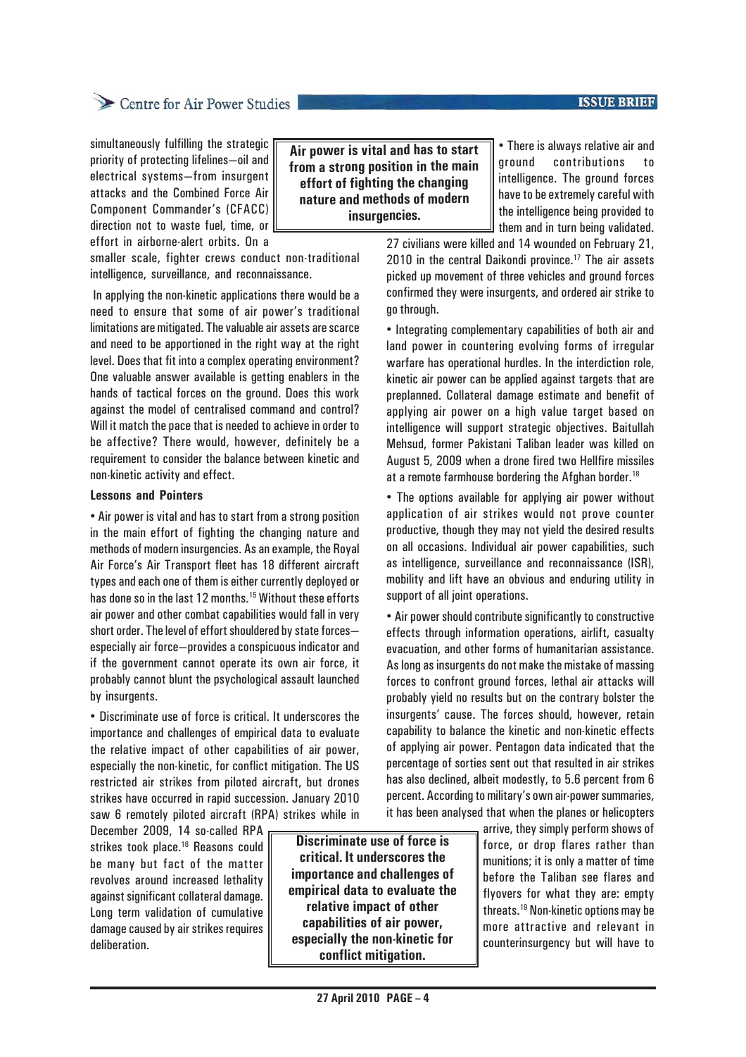simultaneously fulfilling the strategic priority of protecting lifelines—oil and electrical systems—from insurgent attacks and the Combined Force Air Component Commander's (CFACC) direction not to waste fuel, time, or effort in airborne-alert orbits. On a smaller scale, fighter crews conduct non-traditional intelligence, surveillance, and reconnaissance.

> **Air power is vital and has to start from a strong position in the main effort of fighting the changing nature and methods of modern insurgencies.**

In applying the non-kinetic applications there would be a need to ensure that some of air power's traditional limitations are mitigated. The valuable air assets are scarce and need to be apportioned in the right way at the right level. Does that fit into a complex operating environment? One valuable answer available is getting enablers in the hands of tactical forces on the ground. Does this work against the model of centralised command and control? Will it match the pace that is needed to achieve in order to be affective? There would, however, definitely be a requirement to consider the balance between kinetic and non-kinetic activity and effect.

**Lessons and Pointers**

- Air power is vital and has to start from a strong position in the main effort of fighting the changing nature and methods of modern insurgencies. As an example, the Royal Air Force's Air Transport fleet has 18 different aircraft types and each one of them is either currently deployed or has done so in the last 12 months.[15] Without these efforts air power and other combat capabilities would fall in very short order. The level of effort shouldered by state forces—especially air force—provides a conspicuous indicator and if the government cannot operate its own air force, it probably cannot blunt the psychological assault launched by insurgents.

- Discriminate use of force is critical. It underscores the importance and challenges of empirical data to evaluate the relative impact of other capabilities of air power, especially the non-kinetic, for conflict mitigation. The US restricted air strikes from piloted aircraft, but drones strikes have occurred in rapid succession. January 2010 saw 6 remotely piloted aircraft (RPA) strikes while in December 2009, 14 so-called RPA strikes took place.[16] Reasons could be many but fact of the matter revolves around increased lethality against significant collateral damage. Long term validation of cumulative damage caused by air strikes requires deliberation.

> **Discriminate use of force is critical. It underscores the importance and challenges of empirical data to evaluate the relative impact of other capabilities of air power, especially the non-kinetic for conflict mitigation.**

- There is always relative air and ground contributions to intelligence. The ground forces have to be extremely careful with the intelligence being provided to them and in turn being validated. 27 civilians were killed and 14 wounded on February 21, 2010 in the central Daikondi province.[17] The air assets picked up movement of three vehicles and ground forces confirmed they were insurgents, and ordered air strike to go through.

- Integrating complementary capabilities of both air and land power in countering evolving forms of irregular warfare has operational hurdles. In the interdiction role, kinetic air power can be applied against targets that are preplanned. Collateral damage estimate and benefit of applying air power on a high value target based on intelligence will support strategic objectives. Baitullah Mehsud, former Pakistani Taliban leader was killed on August 5, 2009 when a drone fired two Hellfire missiles at a remote farmhouse bordering the Afghan border.[18]

- The options available for applying air power without application of air strikes would not prove counter productive, though they may not yield the desired results on all occasions. Individual air power capabilities, such as intelligence, surveillance and reconnaissance (ISR), mobility and lift have an obvious and enduring utility in support of all joint operations.

- Air power should contribute significantly to constructive effects through information operations, airlift, casualty evacuation, and other forms of humanitarian assistance. As long as insurgents do not make the mistake of massing forces to confront ground forces, lethal air attacks will probably yield no results but on the contrary bolster the insurgents' cause. The forces should, however, retain capability to balance the kinetic and non-kinetic effects of applying air power. Pentagon data indicated that the percentage of sorties sent out that resulted in air strikes has also declined, albeit modestly, to 5.6 percent from 6 percent. According to military's own air-power summaries, it has been analysed that when the planes or helicopters arrive, they simply perform shows of force, or drop flares rather than munitions; it is only a matter of time before the Taliban see flares and flyovers for what they are: empty threats.[19] Non-kinetic options may be more attractive and relevant in counterinsurgency but will have to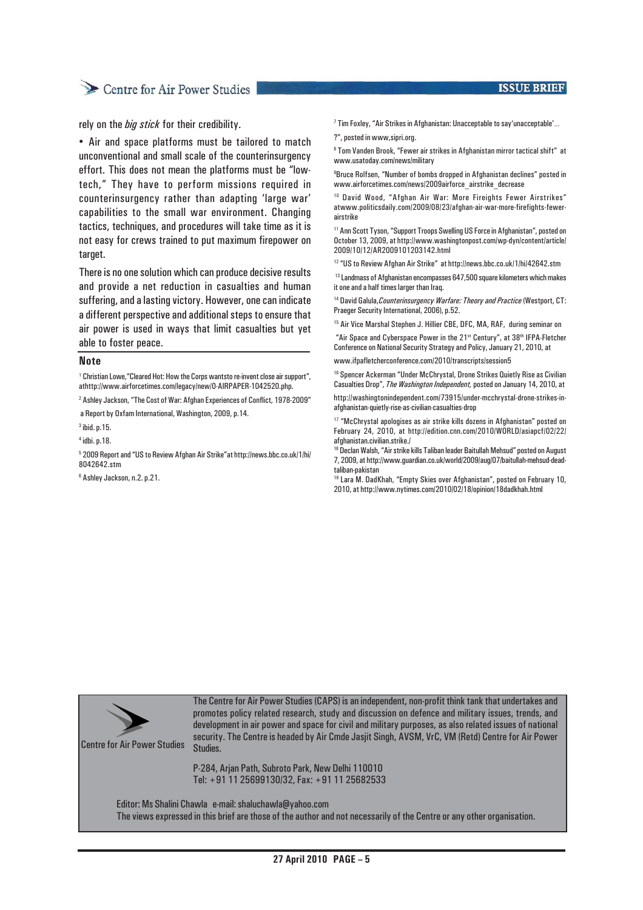rely on the *big stick* for their credibility.

• Air and space platforms must be tailored to match unconventional and small scale of the counterinsurgency effort. This does not mean the platforms must be "low-tech," They have to perform missions required in counterinsurgency rather than adapting 'large war' capabilities to the small war environment. Changing tactics, techniques, and procedures will take time as it is not easy for crews trained to put maximum firepower on target.

There is no one solution which can produce decisive results and provide a net reduction in casualties and human suffering, and a lasting victory. However, one can indicate a different perspective and additional steps to ensure that air power is used in ways that limit casualties but yet able to foster peace.

**Note**

[1] Christian Lowe,"Cleared Hot: How the Corps wantsto re-invent close air support", athttp://www.airforcetimes.com/legacy/new/0-AIRPAPER-1042520.php.

[2] Ashley Jackson, "The Cost of War: Afghan Experiences of Conflict, 1978-2009" a Report by Oxfam International, Washington, 2009, p.14.

[3] ibid. p.15.

[4] idbi. p.18.

[5] 2009 Report and "US to Review Afghan Air Strike"at http://news.bbc.co.uk/1/hi/8042642.stm

[6] Ashley Jackson, n.2. p.21.

[7] Tim Foxley, "Air Strikes in Afghanistan: Unacceptable to say'unacceptable'...?", posted in www,sipri.org.

[8] Tom Vanden Brook, "Fewer air strikes in Afghanistan mirror tactical shift" at www.usatoday.com/news/military

[9]Bruce Rolfsen, "Number of bombs dropped in Afghanistan declines" posted in www.airforcetimes.com/news/2009airforce_airstrike_decrease

[10] David Wood, "Afghan Air War: More Fireights Fewer Airstrikes" atwww.politicsdaily.com/2009/08/23/afghan-air-war-more-firefights-fewer-airstrike

[11] Ann Scott Tyson, "Support Troops Swelling US Force in Afghanistan", posted on October 13, 2009, at http://www.washingtonpost.com/wp-dyn/content/article/2009/10/12/AR2009101203142.html

[12] "US to Review Afghan Air Strike" at http://news.bbc.co.uk/1/hi/42642.stm

[13] Landmass of Afghanistan encompasses 647,500 square kilometers which makes it one and a half times larger than Iraq.

[14] David Galula,*Counterinsurgency Warfare: Theory and Practice* (Westport, CT: Praeger Security International, 2006), p.52.

[15] Air Vice Marshal Stephen J. Hillier CBE, DFC, MA, RAF, during seminar on "Air Space and Cyberspace Power in the 21st Century", at 38th IFPA-Fletcher Conference on National Security Strategy and Policy, January 21, 2010, at www.ifpafletcherconference.com/2010/transcripts/session5

[16] Spencer Ackerman "Under McChrystal, Drone Strikes Quietly Rise as Civilian Casualties Drop", *The Washington Independent,* posted on January 14, 2010, at http://washingtonindependent.com/73915/under-mcchrystal-drone-strikes-in-afghanistan-quietly-rise-as-civilian-casualties-drop

[17] "McChrystal apologises as air strike kills dozens in Afghanistan" posted on February 24, 2010, at http://edition.cnn.com/2010/WORLD/asiapcf/02/22/afghanistan.civilian.strike./

[18] Declan Walsh, "Air strike kills Taliban leader Baitullah Mehsud" posted on August 7, 2009, at http://www.guardian.co.uk/world/2009/aug/07/baitullah-mehsud-dead-taliban-pakistan

[19] Lara M. DadKhah, "Empty Skies over Afghanistan", posted on February 10, 2010, at http://www.nytimes.com/2010/02/18/opinion/18dadkhah.html

Centre for Air Power Studies

The Centre for Air Power Studies (CAPS) is an independent, non-profit think tank that undertakes and promotes policy related research, study and discussion on defence and military issues, trends, and development in air power and space for civil and military purposes, as also related issues of national security. The Centre is headed by Air Cmde Jasjit Singh, AVSM, VrC, VM (Retd) Centre for Air Power Studies.

P-284, Arjan Path, Subroto Park, New Delhi 110010
Tel: +91 11 25699130/32, Fax: +91 11 25682533

Editor: Ms Shalini Chawla e-mail: shaluchawla@yahoo.com
The views expressed in this brief are those of the author and not necessarily of the Centre or any other organisation.